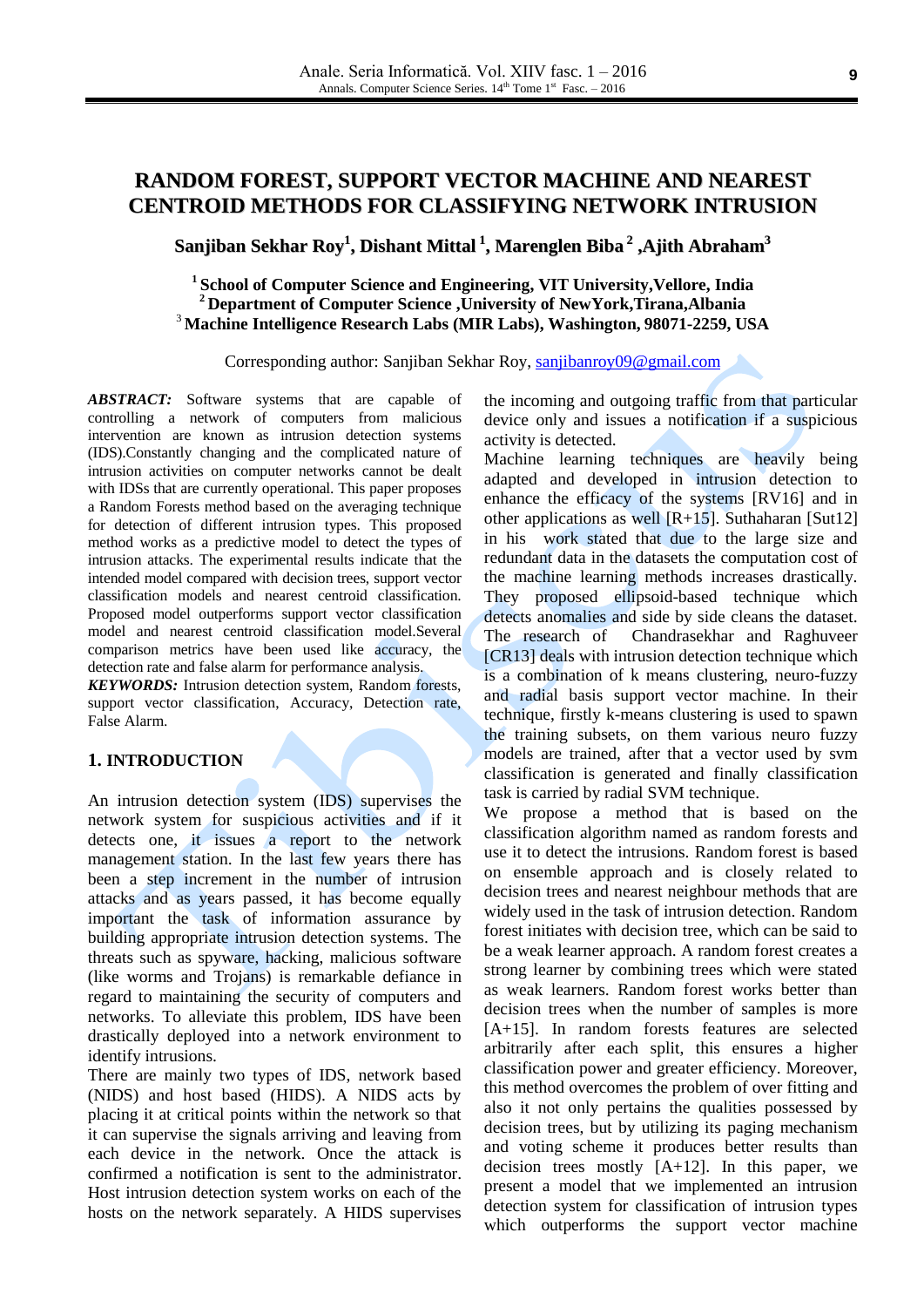# RANDOM FOREST, SUPPORT VECTOR MACHINE AND NEAREST CENTROID METHODS FOR CLASSIFYING NETWORK INTRUSION

**Sanjiban Sekhar Roy[1], Dishant Mittal[1], Marenglen Biba[2], Ajith Abraham[3]**

**[1] School of Computer Science and Engineering, VIT University, Vellore, India**
**[2] Department of Computer Science, University of NewYork, Tirana, Albania**
**[3] Machine Intelligence Research Labs (MIR Labs), Washington, 98071-2259, USA**

Corresponding author: Sanjiban Sekhar Roy, sanjibanroy09@gmail.com

***ABSTRACT:*** Software systems that are capable of controlling a network of computers from malicious intervention are known as intrusion detection systems (IDS).Constantly changing and the complicated nature of intrusion activities on computer networks cannot be dealt with IDSs that are currently operational. This paper proposes a Random Forests method based on the averaging technique for detection of different intrusion types. This proposed method works as a predictive model to detect the types of intrusion attacks. The experimental results indicate that the intended model compared with decision trees, support vector classification models and nearest centroid classification. Proposed model outperforms support vector classification model and nearest centroid classification model.Several comparison metrics have been used like accuracy, the detection rate and false alarm for performance analysis.

***KEYWORDS:*** Intrusion detection system, Random forests, support vector classification, Accuracy, Detection rate, False Alarm.

## 1. INTRODUCTION

An intrusion detection system (IDS) supervises the network system for suspicious activities and if it detects one, it issues a report to the network management station. In the last few years there has been a step increment in the number of intrusion attacks and as years passed, it has become equally important the task of information assurance by building appropriate intrusion detection systems. The threats such as spyware, hacking, malicious software (like worms and Trojans) is remarkable defiance in regard to maintaining the security of computers and networks. To alleviate this problem, IDS have been drastically deployed into a network environment to identify intrusions.

There are mainly two types of IDS, network based (NIDS) and host based (HIDS). A NIDS acts by placing it at critical points within the network so that it can supervise the signals arriving and leaving from each device in the network. Once the attack is confirmed a notification is sent to the administrator. Host intrusion detection system works on each of the hosts on the network separately. A HIDS supervises the incoming and outgoing traffic from that particular device only and issues a notification if a suspicious activity is detected.

Machine learning techniques are heavily being adapted and developed in intrusion detection to enhance the efficacy of the systems [RV16] and in other applications as well [R+15]. Suthaharan [Sut12] in his work stated that due to the large size and redundant data in the datasets the computation cost of the machine learning methods increases drastically. They proposed ellipsoid-based technique which detects anomalies and side by side cleans the dataset. The research of Chandrasekhar and Raghuveer [CR13] deals with intrusion detection technique which is a combination of k means clustering, neuro-fuzzy and radial basis support vector machine. In their technique, firstly k-means clustering is used to spawn the training subsets, on them various neuro fuzzy models are trained, after that a vector used by svm classification is generated and finally classification task is carried by radial SVM technique.

We propose a method that is based on the classification algorithm named as random forests and use it to detect the intrusions. Random forest is based on ensemble approach and is closely related to decision trees and nearest neighbour methods that are widely used in the task of intrusion detection. Random forest initiates with decision tree, which can be said to be a weak learner approach. A random forest creates a strong learner by combining trees which were stated as weak learners. Random forest works better than decision trees when the number of samples is more [A+15]. In random forests features are selected arbitrarily after each split, this ensures a higher classification power and greater efficiency. Moreover, this method overcomes the problem of over fitting and also it not only pertains the qualities possessed by decision trees, but by utilizing its paging mechanism and voting scheme it produces better results than decision trees mostly [A+12]. In this paper, we present a model that we implemented an intrusion detection system for classification of intrusion types which outperforms the support vector machine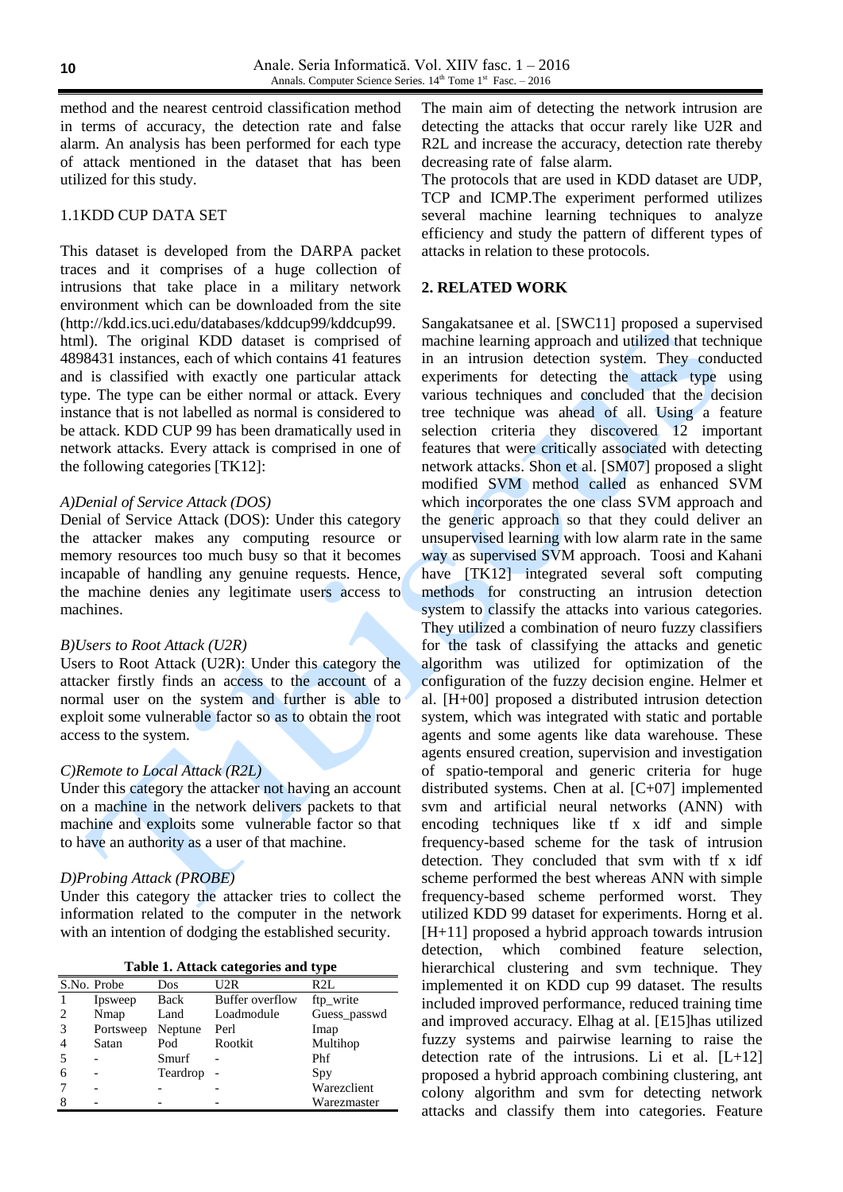method and the nearest centroid classification method in terms of accuracy, the detection rate and false alarm. An analysis has been performed for each type of attack mentioned in the dataset that has been utilized for this study.

### 1.1KDD CUP DATA SET

This dataset is developed from the DARPA packet traces and it comprises of a huge collection of intrusions that take place in a military network environment which can be downloaded from the site (http://kdd.ics.uci.edu/databases/kddcup99/kddcup99.html). The original KDD dataset is comprised of 4898431 instances, each of which contains 41 features and is classified with exactly one particular attack type. The type can be either normal or attack. Every instance that is not labelled as normal is considered to be attack. KDD CUP 99 has been dramatically used in network attacks. Every attack is comprised in one of the following categories [TK12]:

*A)Denial of Service Attack (DOS)*

Denial of Service Attack (DOS): Under this category the attacker makes any computing resource or memory resources too much busy so that it becomes incapable of handling any genuine requests. Hence, the machine denies any legitimate users access to machines.

*B)Users to Root Attack (U2R)*

Users to Root Attack (U2R): Under this category the attacker firstly finds an access to the account of a normal user on the system and further is able to exploit some vulnerable factor so as to obtain the root access to the system.

*C)Remote to Local Attack (R2L)*

Under this category the attacker not having an account on a machine in the network delivers packets to that machine and exploits some vulnerable factor so that to have an authority as a user of that machine.

*D)Probing Attack (PROBE)*

Under this category the attacker tries to collect the information related to the computer in the network with an intention of dodging the established security.

**Table 1. Attack categories and type**

| S.No. | Probe | Dos | U2R | R2L |
|---|---|---|---|---|
| 1 | Ipsweep | Back | Buffer overflow | ftp_write |
| 2 | Nmap | Land | Loadmodule | Guess_passwd |
| 3 | Portsweep | Neptune | Perl | Imap |
| 4 | Satan | Pod | Rootkit | Multihop |
| 5 | - | Smurf | - | Phf |
| 6 | - | Teardrop | - | Spy |
| 7 | - | - | - | Warezclient |
| 8 | - | - | - | Warezmaster |

The main aim of detecting the network intrusion are detecting the attacks that occur rarely like U2R and R2L and increase the accuracy, detection rate thereby decreasing rate of false alarm.

The protocols that are used in KDD dataset are UDP, TCP and ICMP.The experiment performed utilizes several machine learning techniques to analyze efficiency and study the pattern of different types of attacks in relation to these protocols.

## 2. RELATED WORK

Sangakatsanee et al. [SWC11] proposed a supervised machine learning approach and utilized that technique in an intrusion detection system. They conducted experiments for detecting the attack type using various techniques and concluded that the decision tree technique was ahead of all. Using a feature selection criteria they discovered 12 important features that were critically associated with detecting network attacks. Shon et al. [SM07] proposed a slight modified SVM method called as enhanced SVM which incorporates the one class SVM approach and the generic approach so that they could deliver an unsupervised learning with low alarm rate in the same way as supervised SVM approach. Toosi and Kahani have [TK12] integrated several soft computing methods for constructing an intrusion detection system to classify the attacks into various categories. They utilized a combination of neuro fuzzy classifiers for the task of classifying the attacks and genetic algorithm was utilized for optimization of the configuration of the fuzzy decision engine. Helmer et al. [H+00] proposed a distributed intrusion detection system, which was integrated with static and portable agents and some agents like data warehouse. These agents ensured creation, supervision and investigation of spatio-temporal and generic criteria for huge distributed systems. Chen at al. [C+07] implemented svm and artificial neural networks (ANN) with encoding techniques like tf x idf and simple frequency-based scheme for the task of intrusion detection. They concluded that svm with tf x idf scheme performed the best whereas ANN with simple frequency-based scheme performed worst. They utilized KDD 99 dataset for experiments. Horng et al. [H+11] proposed a hybrid approach towards intrusion detection, which combined feature selection, hierarchical clustering and svm technique. They implemented it on KDD cup 99 dataset. The results included improved performance, reduced training time and improved accuracy. Elhag at al. [E15]has utilized fuzzy systems and pairwise learning to raise the detection rate of the intrusions. Li et al. [L+12] proposed a hybrid approach combining clustering, ant colony algorithm and svm for detecting network attacks and classify them into categories. Feature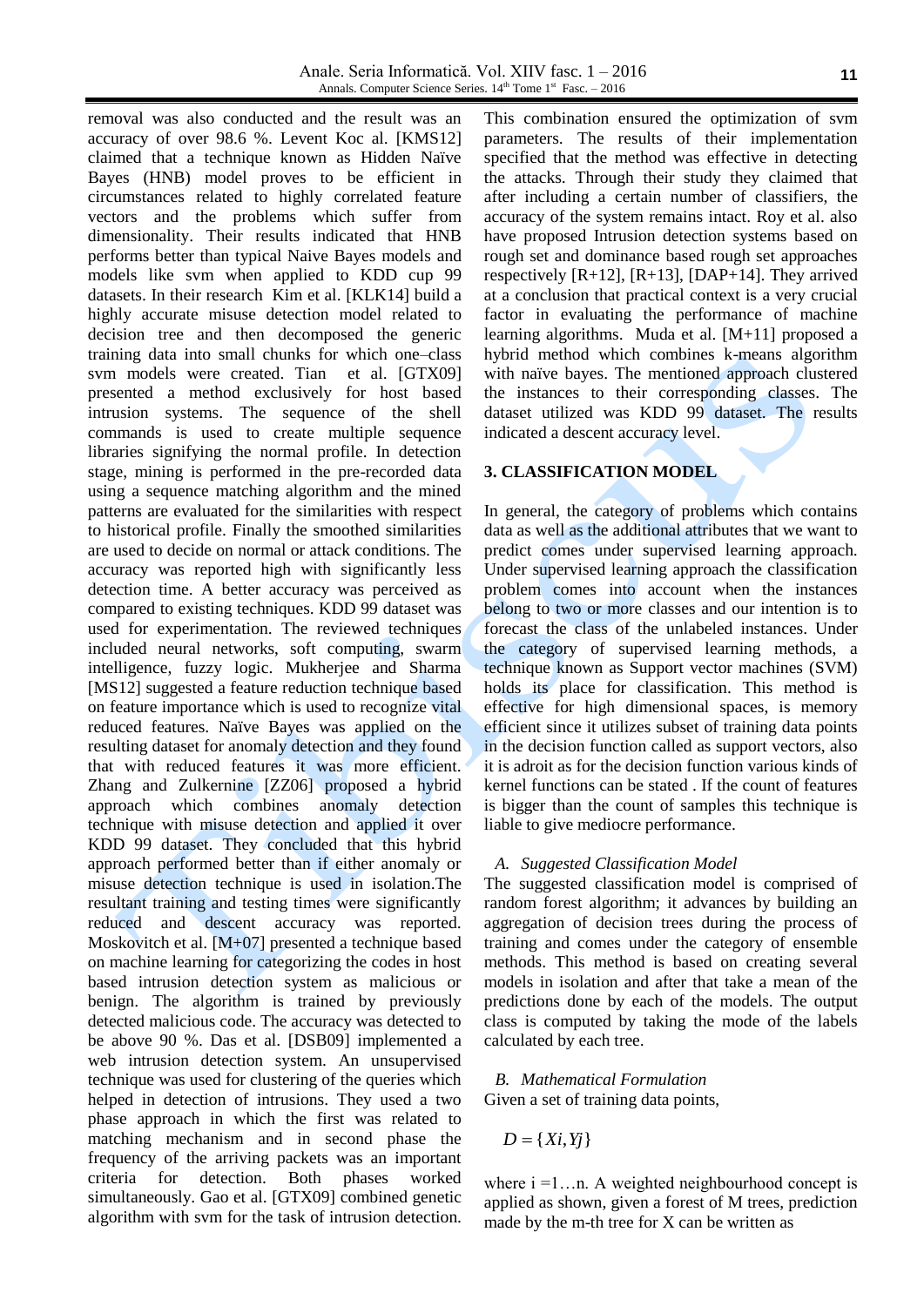removal was also conducted and the result was an accuracy of over 98.6 %. Levent Koc al. [KMS12] claimed that a technique known as Hidden Naïve Bayes (HNB) model proves to be efficient in circumstances related to highly correlated feature vectors and the problems which suffer from dimensionality. Their results indicated that HNB performs better than typical Naive Bayes models and models like svm when applied to KDD cup 99 datasets. In their research Kim et al. [KLK14] build a highly accurate misuse detection model related to decision tree and then decomposed the generic training data into small chunks for which one–class svm models were created. Tian et al. [GTX09] presented a method exclusively for host based intrusion systems. The sequence of the shell commands is used to create multiple sequence libraries signifying the normal profile. In detection stage, mining is performed in the pre-recorded data using a sequence matching algorithm and the mined patterns are evaluated for the similarities with respect to historical profile. Finally the smoothed similarities are used to decide on normal or attack conditions. The accuracy was reported high with significantly less detection time. A better accuracy was perceived as compared to existing techniques. KDD 99 dataset was used for experimentation. The reviewed techniques included neural networks, soft computing, swarm intelligence, fuzzy logic. Mukherjee and Sharma [MS12] suggested a feature reduction technique based on feature importance which is used to recognize vital reduced features. Naïve Bayes was applied on the resulting dataset for anomaly detection and they found that with reduced features it was more efficient. Zhang and Zulkernine [ZZ06] proposed a hybrid approach which combines anomaly detection technique with misuse detection and applied it over KDD 99 dataset. They concluded that this hybrid approach performed better than if either anomaly or misuse detection technique is used in isolation.The resultant training and testing times were significantly reduced and descent accuracy was reported. Moskovitch et al. [M+07] presented a technique based on machine learning for categorizing the codes in host based intrusion detection system as malicious or benign. The algorithm is trained by previously detected malicious code. The accuracy was detected to be above 90 %. Das et al. [DSB09] implemented a web intrusion detection system. An unsupervised technique was used for clustering of the queries which helped in detection of intrusions. They used a two phase approach in which the first was related to matching mechanism and in second phase the frequency of the arriving packets was an important criteria for detection. Both phases worked simultaneously. Gao et al. [GTX09] combined genetic algorithm with svm for the task of intrusion detection. This combination ensured the optimization of svm parameters. The results of their implementation specified that the method was effective in detecting the attacks. Through their study they claimed that after including a certain number of classifiers, the accuracy of the system remains intact. Roy et al. also have proposed Intrusion detection systems based on rough set and dominance based rough set approaches respectively [R+12], [R+13], [DAP+14]. They arrived at a conclusion that practical context is a very crucial factor in evaluating the performance of machine learning algorithms. Muda et al. [M+11] proposed a hybrid method which combines k-means algorithm with naïve bayes. The mentioned approach clustered the instances to their corresponding classes. The dataset utilized was KDD 99 dataset. The results indicated a descent accuracy level.

## 3. CLASSIFICATION MODEL

In general, the category of problems which contains data as well as the additional attributes that we want to predict comes under supervised learning approach. Under supervised learning approach the classification problem comes into account when the instances belong to two or more classes and our intention is to forecast the class of the unlabeled instances. Under the category of supervised learning methods, a technique known as Support vector machines (SVM) holds its place for classification. This method is effective for high dimensional spaces, is memory efficient since it utilizes subset of training data points in the decision function called as support vectors, also it is adroit as for the decision function various kinds of kernel functions can be stated . If the count of features is bigger than the count of samples this technique is liable to give mediocre performance.

### *A. Suggested Classification Model*

The suggested classification model is comprised of random forest algorithm; it advances by building an aggregation of decision trees during the process of training and comes under the category of ensemble methods. This method is based on creating several models in isolation and after that take a mean of the predictions done by each of the models. The output class is computed by taking the mode of the labels calculated by each tree.

### *B. Mathematical Formulation*

Given a set of training data points,

$$D = \{Xi, Yj\}$$

where i =1…n. A weighted neighbourhood concept is applied as shown, given a forest of M trees, prediction made by the m-th tree for X can be written as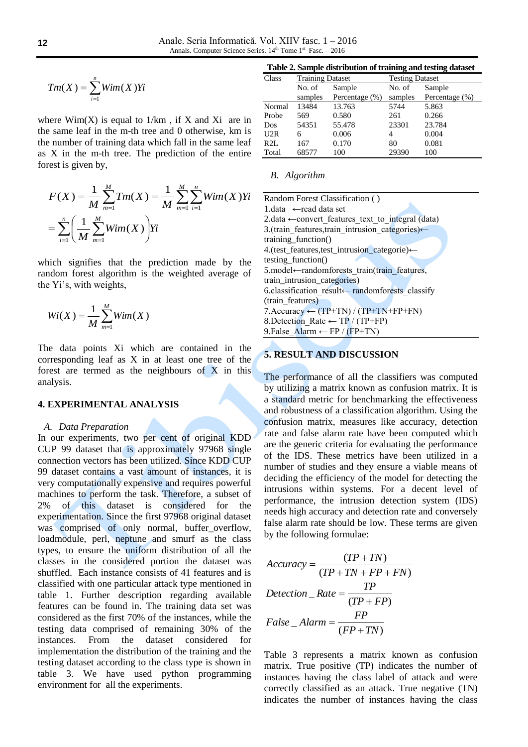$$Tm(X) = \sum_{i=1}^{n} Wim(X)Yi$$

where Wim(X) is equal to 1/km , if X and Xi are in the same leaf in the m-th tree and 0 otherwise, km is the number of training data which fall in the same leaf as X in the m-th tree. The prediction of the entire forest is given by,

$$F(X) = \frac{1}{M}\sum_{m=1}^{M} Tm(X) = \frac{1}{M}\sum_{m=1}^{M}\sum_{i=1}^{n} Wim(X)Yi$$
$$= \sum_{i=1}^{n}\left(\frac{1}{M}\sum_{m=1}^{M} Wim(X)\right)Yi$$

which signifies that the prediction made by the random forest algorithm is the weighted average of the Yi's, with weights,

$$Wi(X) = \frac{1}{M}\sum_{m=1}^{M} Wim(X)$$

The data points Xi which are contained in the corresponding leaf as X in at least one tree of the forest are termed as the neighbours of X in this analysis.

## 4. EXPERIMENTAL ANALYSIS

### *A. Data Preparation*

In our experiments, two per cent of original KDD CUP 99 dataset that is approximately 97968 single connection vectors has been utilized. Since KDD CUP 99 dataset contains a vast amount of instances, it is very computationally expensive and requires powerful machines to perform the task. Therefore, a subset of 2% of this dataset is considered for the experimentation. Since the first 97968 original dataset was comprised of only normal, buffer_overflow, loadmodule, perl, neptune and smurf as the class types, to ensure the uniform distribution of all the classes in the considered portion the dataset was shuffled. Each instance consists of 41 features and is classified with one particular attack type mentioned in table 1. Further description regarding available features can be found in. The training data set was considered as the first 70% of the instances, while the testing data comprised of remaining 30% of the instances. From the dataset considered for implementation the distribution of the training and the testing dataset according to the class type is shown in table 3. We have used python programming environment for all the experiments.

**Table 2. Sample distribution of training and testing dataset**

| Class | Training Dataset | | Testing Dataset | |
|---|---|---|---|---|
| | No. of samples | Sample Percentage (%) | No. of samples | Sample Percentage (%) |
| Normal | 13484 | 13.763 | 5744 | 5.863 |
| Probe | 569 | 0.580 | 261 | 0.266 |
| Dos | 54351 | 55.478 | 23301 | 23.784 |
| U2R | 6 | 0.006 | 4 | 0.004 |
| R2L | 167 | 0.170 | 80 | 0.081 |
| Total | 68577 | 100 | 29390 | 100 |

### *B. Algorithm*

```
Random Forest Classification ( )
1.data ←read data set
2.data ←convert_features_text_to_integral (data)
3.(train_features,train_intrusion_categories)←
training_function()
4.(test_features,test_intrusion_categorie)←
testing_function()
5.model←randomforests_train(train_features,
train_intrusion_categories)
6.classification_result← randomforests_classify
(train_features)
7.Accuracy ← (TP+TN) / (TP+TN+FP+FN)
8.Detection_Rate ← TP / (TP+FP)
9.False_Alarm ← FP / (FP+TN)
```

## 5. RESULT AND DISCUSSION

The performance of all the classifiers was computed by utilizing a matrix known as confusion matrix. It is a standard metric for benchmarking the effectiveness and robustness of a classification algorithm. Using the confusion matrix, measures like accuracy, detection rate and false alarm rate have been computed which are the generic criteria for evaluating the performance of the IDS. These metrics have been utilized in a number of studies and they ensure a viable means of deciding the efficiency of the model for detecting the intrusions within systems. For a decent level of performance, the intrusion detection system (IDS) needs high accuracy and detection rate and conversely false alarm rate should be low. These terms are given by the following formulae:

$$Accuracy = \frac{(TP+TN)}{(TP+TN+FP+FN)}$$

$$Detection\_Rate = \frac{TP}{(TP+FP)}$$

$$False\_Alarm = \frac{FP}{(FP+TN)}$$

Table 3 represents a matrix known as confusion matrix. True positive (TP) indicates the number of instances having the class label of attack and were correctly classified as an attack. True negative (TN) indicates the number of instances having the class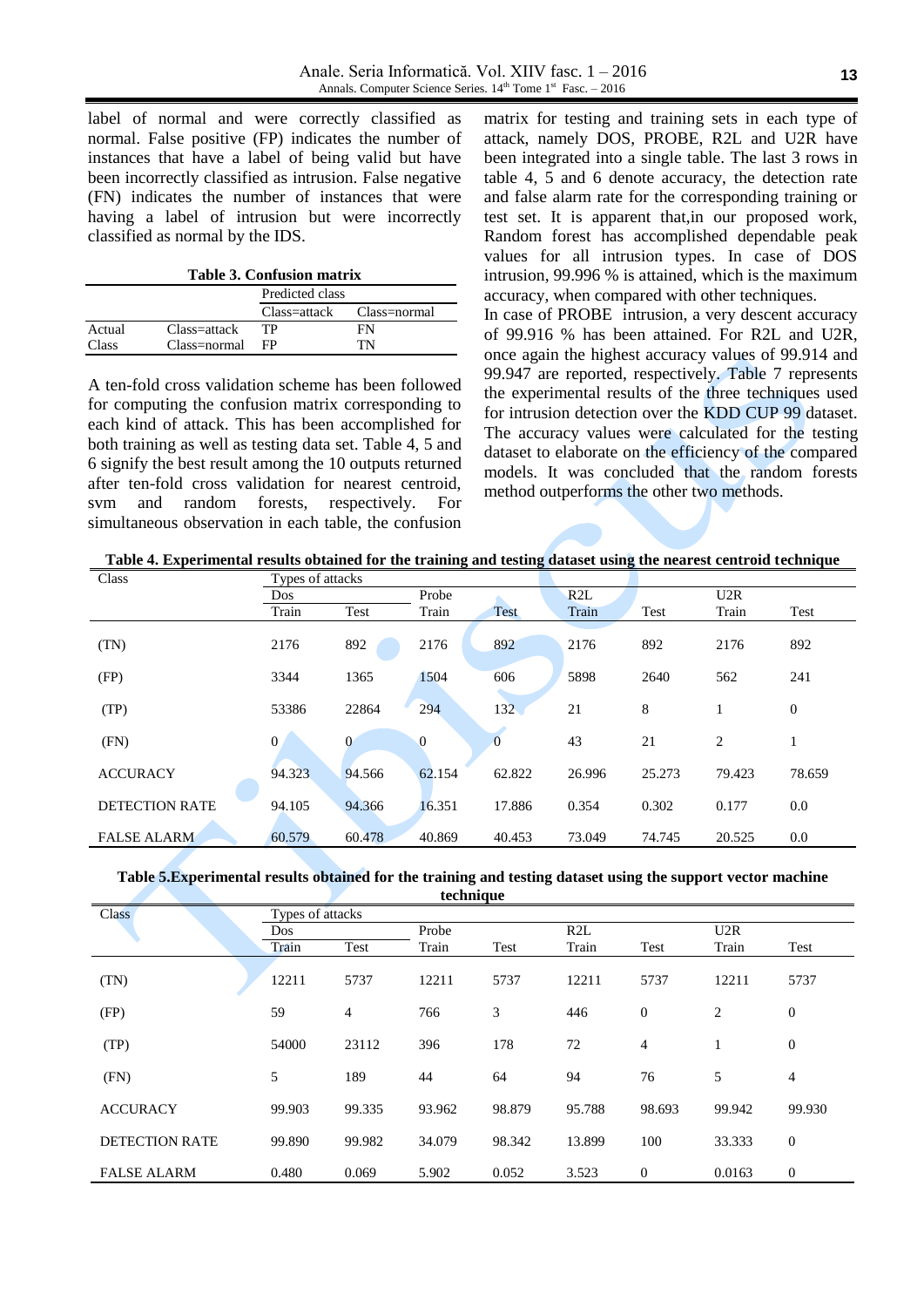label of normal and were correctly classified as normal. False positive (FP) indicates the number of instances that have a label of being valid but have been incorrectly classified as intrusion. False negative (FN) indicates the number of instances that were having a label of intrusion but were incorrectly classified as normal by the IDS.

**Table 3. Confusion matrix**

| | | Predicted class | |
|---|---|---|---|
| | | Class=attack | Class=normal |
| Actual Class | Class=attack | TP | FN |
| | Class=normal | FP | TN |

A ten-fold cross validation scheme has been followed for computing the confusion matrix corresponding to each kind of attack. This has been accomplished for both training as well as testing data set. Table 4, 5 and 6 signify the best result among the 10 outputs returned after ten-fold cross validation for nearest centroid, svm and random forests, respectively. For simultaneous observation in each table, the confusion matrix for testing and training sets in each type of attack, namely DOS, PROBE, R2L and U2R have been integrated into a single table. The last 3 rows in table 4, 5 and 6 denote accuracy, the detection rate and false alarm rate for the corresponding training or test set. It is apparent that,in our proposed work, Random forest has accomplished dependable peak values for all intrusion types. In case of DOS intrusion, 99.996 % is attained, which is the maximum accuracy, when compared with other techniques.

In case of PROBE intrusion, a very descent accuracy of 99.916 % has been attained. For R2L and U2R, once again the highest accuracy values of 99.914 and 99.947 are reported, respectively. Table 7 represents the experimental results of the three techniques used for intrusion detection over the KDD CUP 99 dataset. The accuracy values were calculated for the testing dataset to elaborate on the efficiency of the compared models. It was concluded that the random forests method outperforms the other two methods.

**Table 4. Experimental results obtained for the training and testing dataset using the nearest centroid technique**

| Class | Types of attacks | | | | | | | |
|---|---|---|---|---|---|---|---|---|
| | Dos | | Probe | | R2L | | U2R | |
| | Train | Test | Train | Test | Train | Test | Train | Test |
| (TN) | 2176 | 892 | 2176 | 892 | 2176 | 892 | 2176 | 892 |
| (FP) | 3344 | 1365 | 1504 | 606 | 5898 | 2640 | 562 | 241 |
| (TP) | 53386 | 22864 | 294 | 132 | 21 | 8 | 1 | 0 |
| (FN) | 0 | 0 | 0 | 0 | 43 | 21 | 2 | 1 |
| ACCURACY | 94.323 | 94.566 | 62.154 | 62.822 | 26.996 | 25.273 | 79.423 | 78.659 |
| DETECTION RATE | 94.105 | 94.366 | 16.351 | 17.886 | 0.354 | 0.302 | 0.177 | 0.0 |
| FALSE ALARM | 60.579 | 60.478 | 40.869 | 40.453 | 73.049 | 74.745 | 20.525 | 0.0 |

**Table 5.Experimental results obtained for the training and testing dataset using the support vector machine technique**

| Class | Types of attacks | | | | | | | |
|---|---|---|---|---|---|---|---|---|
| | Dos | | Probe | | R2L | | U2R | |
| | Train | Test | Train | Test | Train | Test | Train | Test |
| (TN) | 12211 | 5737 | 12211 | 5737 | 12211 | 5737 | 12211 | 5737 |
| (FP) | 59 | 4 | 766 | 3 | 446 | 0 | 2 | 0 |
| (TP) | 54000 | 23112 | 396 | 178 | 72 | 4 | 1 | 0 |
| (FN) | 5 | 189 | 44 | 64 | 94 | 76 | 5 | 4 |
| ACCURACY | 99.903 | 99.335 | 93.962 | 98.879 | 95.788 | 98.693 | 99.942 | 99.930 |
| DETECTION RATE | 99.890 | 99.982 | 34.079 | 98.342 | 13.899 | 100 | 33.333 | 0 |
| FALSE ALARM | 0.480 | 0.069 | 5.902 | 0.052 | 3.523 | 0 | 0.0163 | 0 |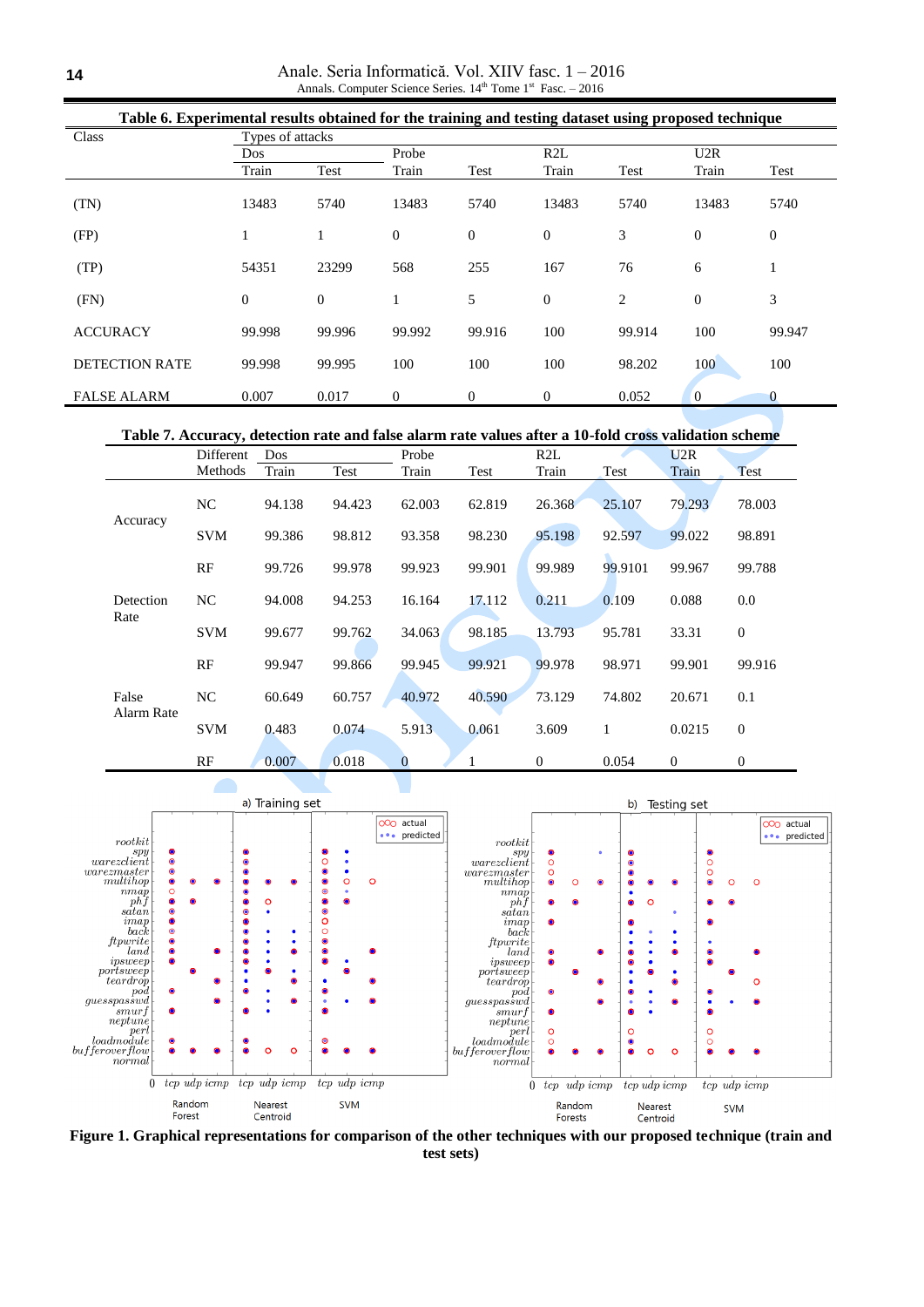**Table 6. Experimental results obtained for the training and testing dataset using proposed technique**

| Class | Types of attacks | | | | | | | |
|---|---|---|---|---|---|---|---|---|
| | Dos | | Probe | | R2L | | U2R | |
| | Train | Test | Train | Test | Train | Test | Train | Test |
| (TN) | 13483 | 5740 | 13483 | 5740 | 13483 | 5740 | 13483 | 5740 |
| (FP) | 1 | 1 | 0 | 0 | 0 | 3 | 0 | 0 |
| (TP) | 54351 | 23299 | 568 | 255 | 167 | 76 | 6 | 1 |
| (FN) | 0 | 0 | 1 | 5 | 0 | 2 | 0 | 3 |
| ACCURACY | 99.998 | 99.996 | 99.992 | 99.916 | 100 | 99.914 | 100 | 99.947 |
| DETECTION RATE | 99.998 | 99.995 | 100 | 100 | 100 | 98.202 | 100 | 100 |
| FALSE ALARM | 0.007 | 0.017 | 0 | 0 | 0 | 0.052 | 0 | 0 |

**Table 7. Accuracy, detection rate and false alarm rate values after a 10-fold cross validation scheme**

| | Different Methods | Dos | | Probe | | R2L | | U2R | |
|---|---|---|---|---|---|---|---|---|---|
| | | Train | Test | Train | Test | Train | Test | Train | Test |
| Accuracy | NC | 94.138 | 94.423 | 62.003 | 62.819 | 26.368 | 25.107 | 79.293 | 78.003 |
| | SVM | 99.386 | 98.812 | 93.358 | 98.230 | 95.198 | 92.597 | 99.022 | 98.891 |
| | RF | 99.726 | 99.978 | 99.923 | 99.901 | 99.989 | 99.9101 | 99.967 | 99.788 |
| Detection Rate | NC | 94.008 | 94.253 | 16.164 | 17.112 | 0.211 | 0.109 | 0.088 | 0.0 |
| | SVM | 99.677 | 99.762 | 34.063 | 98.185 | 13.793 | 95.781 | 33.31 | 0 |
| | RF | 99.947 | 99.866 | 99.945 | 99.921 | 99.978 | 98.971 | 99.901 | 99.916 |
| False Alarm Rate | NC | 60.649 | 60.757 | 40.972 | 40.590 | 73.129 | 74.802 | 20.671 | 0.1 |
| | SVM | 0.483 | 0.074 | 5.913 | 0.061 | 3.609 | 1 | 0.0215 | 0 |
| | RF | 0.007 | 0.018 | 0 | 1 | 0 | 0.054 | 0 | 0 |

**Figure 1. Graphical representations for comparison of the other techniques with our proposed technique (train and test sets)**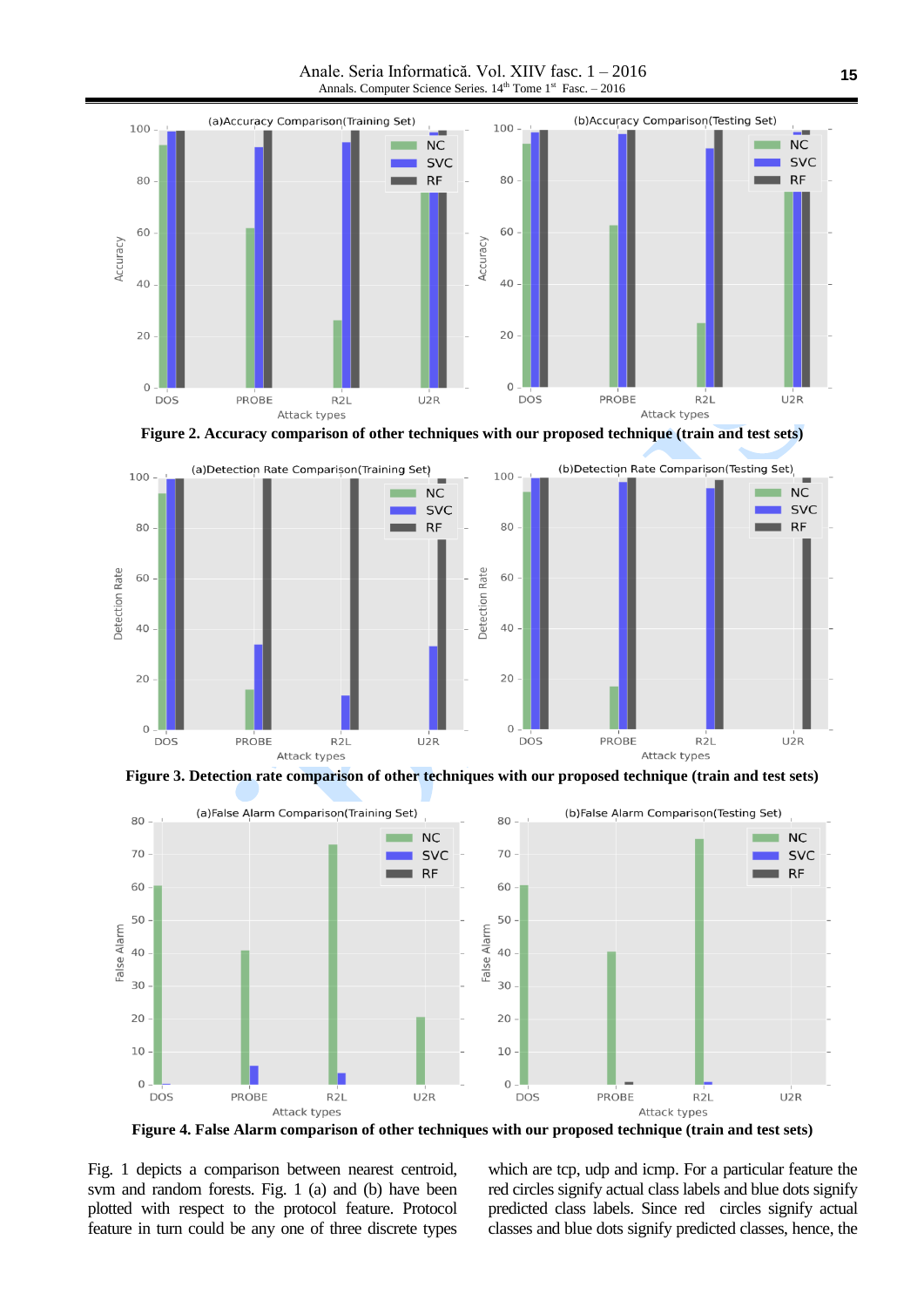Figure 2. Accuracy comparison of other techniques with our proposed technique (train and test sets)

Figure 3. Detection rate comparison of other techniques with our proposed technique (train and test sets)

Figure 4. False Alarm comparison of other techniques with our proposed technique (train and test sets)

Fig. 1 depicts a comparison between nearest centroid, svm and random forests. Fig. 1 (a) and (b) have been plotted with respect to the protocol feature. Protocol feature in turn could be any one of three discrete types which are tcp, udp and icmp. For a particular feature the red circles signify actual class labels and blue dots signify predicted class labels. Since red circles signify actual classes and blue dots signify predicted classes, hence, the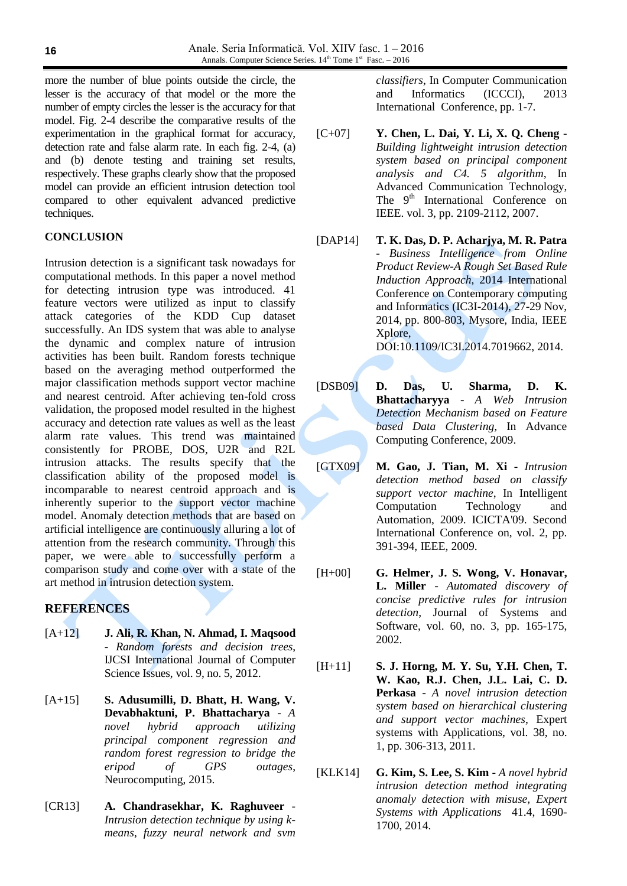more the number of blue points outside the circle, the lesser is the accuracy of that model or the more the number of empty circles the lesser is the accuracy for that model. Fig. 2-4 describe the comparative results of the experimentation in the graphical format for accuracy, detection rate and false alarm rate. In each fig. 2-4, (a) and (b) denote testing and training set results, respectively. These graphs clearly show that the proposed model can provide an efficient intrusion detection tool compared to other equivalent advanced predictive techniques.

## CONCLUSION

Intrusion detection is a significant task nowadays for computational methods. In this paper a novel method for detecting intrusion type was introduced. 41 feature vectors were utilized as input to classify attack categories of the KDD Cup dataset successfully. An IDS system that was able to analyse the dynamic and complex nature of intrusion activities has been built. Random forests technique based on the averaging method outperformed the major classification methods support vector machine and nearest centroid. After achieving ten-fold cross validation, the proposed model resulted in the highest accuracy and detection rate values as well as the least alarm rate values. This trend was maintained consistently for PROBE, DOS, U2R and R2L intrusion attacks. The results specify that the classification ability of the proposed model is incomparable to nearest centroid approach and is inherently superior to the support vector machine model. Anomaly detection methods that are based on artificial intelligence are continuously alluring a lot of attention from the research community. Through this paper, we were able to successfully perform a comparison study and come over with a state of the art method in intrusion detection system.

## REFERENCES

[A+12] **J. Ali, R. Khan, N. Ahmad, I. Maqsood** - *Random forests and decision trees*, IJCSI International Journal of Computer Science Issues, vol. 9, no. 5, 2012.

[A+15] **S. Adusumilli, D. Bhatt, H. Wang, V. Devabhaktuni, P. Bhattacharya** - *A novel hybrid approach utilizing principal component regression and random forest regression to bridge the eripod of GPS outages*, Neurocomputing, 2015.

[CR13] **A. Chandrasekhar, K. Raghuveer** - *Intrusion detection technique by using k-means, fuzzy neural network and svm classifiers*, In Computer Communication and Informatics (ICCCI), 2013 International Conference, pp. 1-7.

[C+07] **Y. Chen, L. Dai, Y. Li, X. Q. Cheng** - *Building lightweight intrusion detection system based on principal component analysis and C4. 5 algorithm*, In Advanced Communication Technology, The 9th International Conference on IEEE. vol. 3, pp. 2109-2112, 2007.

[DAP14] **T. K. Das, D. P. Acharjya, M. R. Patra** - *Business Intelligence from Online Product Review-A Rough Set Based Rule Induction Approach*, 2014 International Conference on Contemporary computing and Informatics (IC3I-2014), 27-29 Nov, 2014, pp. 800-803, Mysore, India, IEEE Xplore, DOI:10.1109/IC3I.2014.7019662, 2014.

[DSB09] **D. Das, U. Sharma, D. K. Bhattacharyya** - *A Web Intrusion Detection Mechanism based on Feature based Data Clustering*, In Advance Computing Conference, 2009.

[GTX09] **M. Gao, J. Tian, M. Xi** - *Intrusion detection method based on classify support vector machine*, In Intelligent Computation Technology and Automation, 2009. ICICTA'09. Second International Conference on, vol. 2, pp. 391-394, IEEE, 2009.

[H+00] **G. Helmer, J. S. Wong, V. Honavar, L. Miller** - *Automated discovery of concise predictive rules for intrusion detection*, Journal of Systems and Software, vol. 60, no. 3, pp. 165-175, 2002.

[H+11] **S. J. Horng, M. Y. Su, Y.H. Chen, T. W. Kao, R.J. Chen, J.L. Lai, C. D. Perkasa** - *A novel intrusion detection system based on hierarchical clustering and support vector machines*, Expert systems with Applications, vol. 38, no. 1, pp. 306-313, 2011.

[KLK14] **G. Kim, S. Lee, S. Kim** - *A novel hybrid intrusion detection method integrating anomaly detection with misuse*, *Expert Systems with Applications* 41.4, 1690-1700, 2014.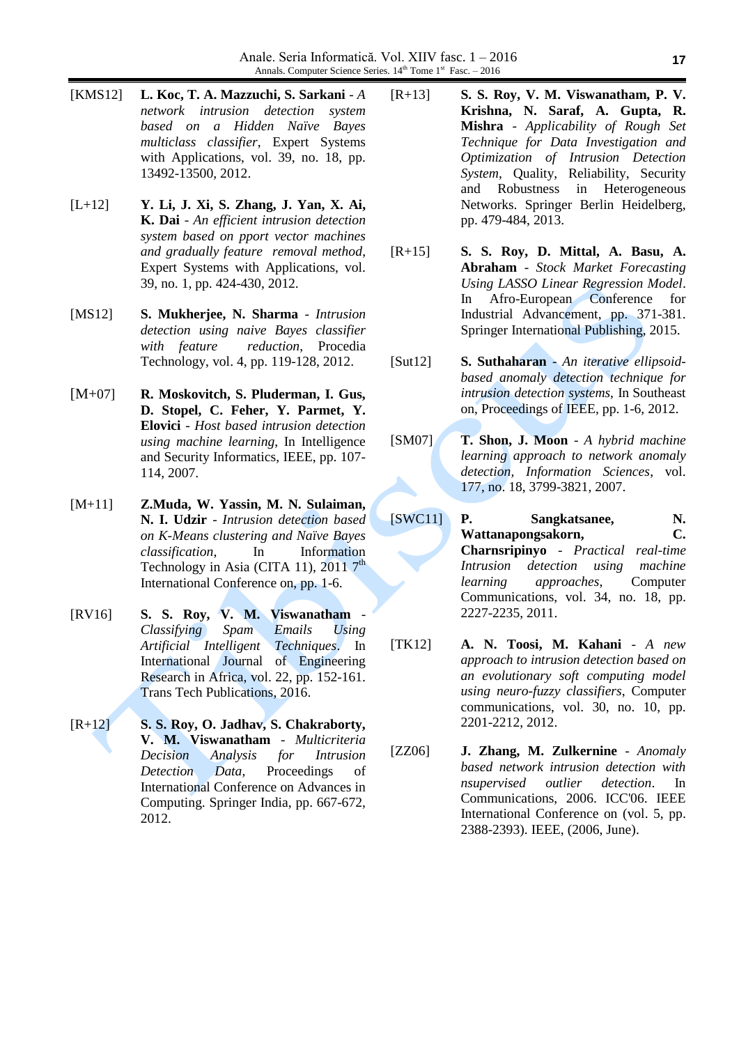[KMS12] **L. Koc, T. A. Mazzuchi, S. Sarkani** - *A network intrusion detection system based on a Hidden Naïve Bayes multiclass classifier*, Expert Systems with Applications, vol. 39, no. 18, pp. 13492-13500, 2012.

[L+12] **Y. Li, J. Xi, S. Zhang, J. Yan, X. Ai, K. Dai** - *An efficient intrusion detection system based on pport vector machines and gradually feature removal method*, Expert Systems with Applications, vol. 39, no. 1, pp. 424-430, 2012.

[MS12] **S. Mukherjee, N. Sharma** - *Intrusion detection using naive Bayes classifier with feature reduction*, Procedia Technology, vol. 4, pp. 119-128, 2012.

[M+07] **R. Moskovitch, S. Pluderman, I. Gus, D. Stopel, C. Feher, Y. Parmet, Y. Elovici** - *Host based intrusion detection using machine learning*, In Intelligence and Security Informatics, IEEE, pp. 107-114, 2007.

[M+11] **Z.Muda, W. Yassin, M. N. Sulaiman, N. I. Udzir** - *Intrusion detection based on K-Means clustering and Naïve Bayes classification*, In Information Technology in Asia (CITA 11), 2011 7th International Conference on, pp. 1-6.

[RV16] **S. S. Roy, V. M. Viswanatham** - *Classifying Spam Emails Using Artificial Intelligent Techniques*. In International Journal of Engineering Research in Africa, vol. 22, pp. 152-161. Trans Tech Publications, 2016.

[R+12] **S. S. Roy, O. Jadhav, S. Chakraborty, V. M. Viswanatham** - *Multicriteria Decision Analysis for Intrusion Detection Data*, Proceedings of International Conference on Advances in Computing. Springer India, pp. 667-672, 2012.

[R+13] **S. S. Roy, V. M. Viswanatham, P. V. Krishna, N. Saraf, A. Gupta, R. Mishra** - *Applicability of Rough Set Technique for Data Investigation and Optimization of Intrusion Detection System*, Quality, Reliability, Security and Robustness in Heterogeneous Networks. Springer Berlin Heidelberg, pp. 479-484, 2013.

[R+15] **S. S. Roy, D. Mittal, A. Basu, A. Abraham** - *Stock Market Forecasting Using LASSO Linear Regression Model*. In Afro-European Conference for Industrial Advancement, pp. 371-381. Springer International Publishing, 2015.

[Sut12] **S. Suthaharan** - *An iterative ellipsoid-based anomaly detection technique for intrusion detection systems*, In Southeast on, Proceedings of IEEE, pp. 1-6, 2012.

[SM07] **T. Shon, J. Moon** - *A hybrid machine learning approach to network anomaly detection*, *Information Sciences*, vol. 177, no. 18, 3799-3821, 2007.

[SWC11] **P. Sangkatsanee, N. Wattanapongsakorn, C. Charnsripinyo** - *Practical real-time Intrusion detection using machine learning approaches*, Computer Communications, vol. 34, no. 18, pp. 2227-2235, 2011.

[TK12] **A. N. Toosi, M. Kahani** - *A new approach to intrusion detection based on an evolutionary soft computing model using neuro-fuzzy classifiers*, Computer communications, vol. 30, no. 10, pp. 2201-2212, 2012.

[ZZ06] **J. Zhang, M. Zulkernine** - *Anomaly based network intrusion detection with nsupervised outlier detection*. In Communications, 2006. ICC'06. IEEE International Conference on (vol. 5, pp. 2388-2393). IEEE, (2006, June).